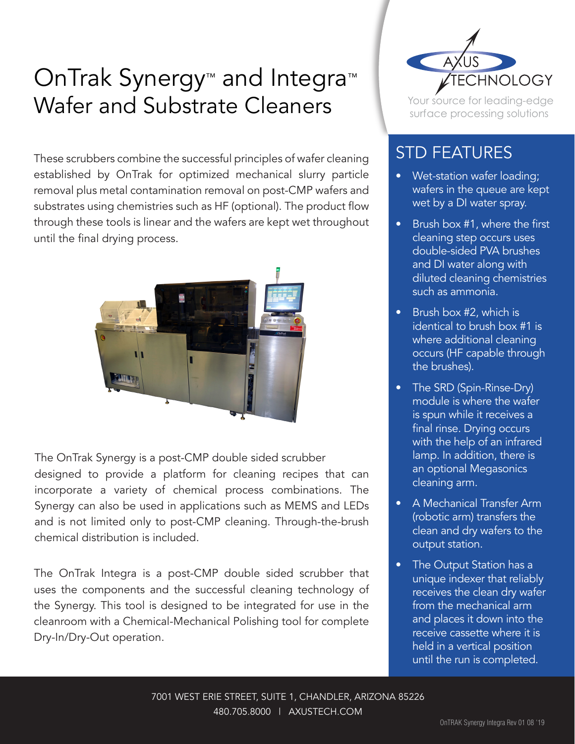# OnTrak Synergy™ and Integra™ Wafer and Substrate Cleaners

AXUS TECHNOLOGY

Your source for leading-edge surface processing solutions

These scrubbers combine the successful principles of wafer cleaning established by OnTrak for optimized mechanical slurry particle removal plus metal contamination removal on post-CMP wafers and substrates using chemistries such as HF (optional). The product flow through these tools is linear and the wafers are kept wet throughout until the final drying process.

The OnTrak Synergy is a post-CMP double sided scrubber designed to provide a platform for cleaning recipes that can incorporate a variety of chemical process combinations. The Synergy can also be used in applications such as MEMS and LEDs and is not limited only to post-CMP cleaning. Through-the-brush chemical distribution is included.

The OnTrak Integra is a post-CMP double sided scrubber that uses the components and the successful cleaning technology of the Synergy. This tool is designed to be integrated for use in the cleanroom with a Chemical-Mechanical Polishing tool for complete Dry-In/Dry-Out operation.

## STD FEATURES

- Wet-station wafer loading; wafers in the queue are kept wet by a DI water spray.
- Brush box #1, where the first cleaning step occurs uses double-sided PVA brushes and DI water along with diluted cleaning chemistries such as ammonia.
- Brush box #2, which is identical to brush box #1 is where additional cleaning occurs (HF capable through the brushes).
- The SRD (Spin-Rinse-Dry) module is where the wafer is spun while it receives a final rinse. Drying occurs with the help of an infrared lamp. In addition, there is an optional Megasonics cleaning arm.
- A Mechanical Transfer Arm (robotic arm) transfers the clean and dry wafers to the output station.
- The Output Station has a unique indexer that reliably receives the clean dry wafer from the mechanical arm and places it down into the receive cassette where it is held in a vertical position until the run is completed.

7001 WEST ERIE STREET, SUITE 1, CHANDLER, ARIZONA 85226

480.705.8000 | AXUSTECH.COM

OnTRAK Synergy Integra Rev 01 08 '19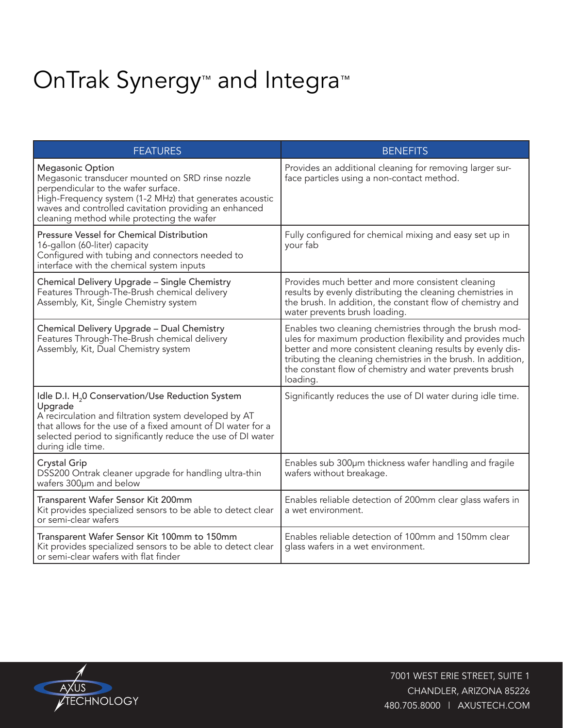# OnTrak Synergy™ and Integra™

| FEATURES | BENEFITS |
|---|---|
| Megasonic Option<br>Megasonic transducer mounted on SRD rinse nozzle perpendicular to the wafer surface.<br>High-Frequency system (1-2 MHz) that generates acoustic waves and controlled cavitation providing an enhanced cleaning method while protecting the wafer | Provides an additional cleaning for removing larger surface particles using a non-contact method. |
| Pressure Vessel for Chemical Distribution<br>16-gallon (60-liter) capacity<br>Configured with tubing and connectors needed to interface with the chemical system inputs | Fully configured for chemical mixing and easy set up in your fab |
| Chemical Delivery Upgrade – Single Chemistry<br>Features Through-The-Brush chemical delivery<br>Assembly, Kit, Single Chemistry system | Provides much better and more consistent cleaning results by evenly distributing the cleaning chemistries in the brush. In addition, the constant flow of chemistry and water prevents brush loading. |
| Chemical Delivery Upgrade – Dual Chemistry<br>Features Through-The-Brush chemical delivery<br>Assembly, Kit, Dual Chemistry system | Enables two cleaning chemistries through the brush modules for maximum production flexibility and provides much better and more consistent cleaning results by evenly distributing the cleaning chemistries in the brush. In addition, the constant flow of chemistry and water prevents brush loading. |
| Idle D.I. $H_2O$ Conservation/Use Reduction System Upgrade<br>A recirculation and filtration system developed by AT that allows for the use of a fixed amount of DI water for a selected period to significantly reduce the use of DI water during idle time. | Significantly reduces the use of DI water during idle time. |
| Crystal Grip<br>DSS200 Ontrak cleaner upgrade for handling ultra-thin wafers 300μm and below | Enables sub 300μm thickness wafer handling and fragile wafers without breakage. |
| Transparent Wafer Sensor Kit 200mm<br>Kit provides specialized sensors to be able to detect clear or semi-clear wafers | Enables reliable detection of 200mm clear glass wafers in a wet environment. |
| Transparent Wafer Sensor Kit 100mm to 150mm<br>Kit provides specialized sensors to be able to detect clear or semi-clear wafers with flat finder | Enables reliable detection of 100mm and 150mm clear glass wafers in a wet environment. |

AXUS TECHNOLOGY

7001 WEST ERIE STREET, SUITE 1
CHANDLER, ARIZONA 85226
480.705.8000 | AXUSTECH.COM